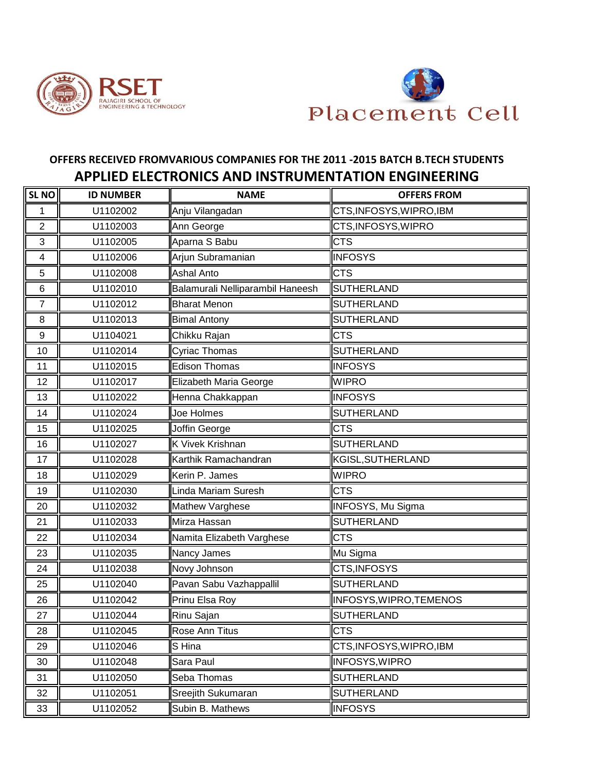RSET
RAJAGIRI SCHOOL OF ENGINEERING & TECHNOLOGY

Placement Cell

**OFFERS RECEIVED FROMVARIOUS COMPANIES FOR THE 2011 -2015 BATCH B.TECH STUDENTS**

## APPLIED ELECTRONICS AND INSTRUMENTATION ENGINEERING

| SL NO | ID NUMBER | NAME | OFFERS FROM |
|---|---|---|---|
| 1 | U1102002 | Anju Vilangadan | CTS,INFOSYS,WIPRO,IBM |
| 2 | U1102003 | Ann George | CTS,INFOSYS,WIPRO |
| 3 | U1102005 | Aparna S Babu | CTS |
| 4 | U1102006 | Arjun Subramanian | INFOSYS |
| 5 | U1102008 | Ashal Anto | CTS |
| 6 | U1102010 | Balamurali Nelliparambil Haneesh | SUTHERLAND |
| 7 | U1102012 | Bharat Menon | SUTHERLAND |
| 8 | U1102013 | Bimal Antony | SUTHERLAND |
| 9 | U1104021 | Chikku Rajan | CTS |
| 10 | U1102014 | Cyriac Thomas | SUTHERLAND |
| 11 | U1102015 | Edison Thomas | INFOSYS |
| 12 | U1102017 | Elizabeth Maria George | WIPRO |
| 13 | U1102022 | Henna Chakkappan | INFOSYS |
| 14 | U1102024 | Joe Holmes | SUTHERLAND |
| 15 | U1102025 | Joffin George | CTS |
| 16 | U1102027 | K Vivek Krishnan | SUTHERLAND |
| 17 | U1102028 | Karthik Ramachandran | KGISL,SUTHERLAND |
| 18 | U1102029 | Kerin P. James | WIPRO |
| 19 | U1102030 | Linda Mariam Suresh | CTS |
| 20 | U1102032 | Mathew Varghese | INFOSYS, Mu Sigma |
| 21 | U1102033 | Mirza Hassan | SUTHERLAND |
| 22 | U1102034 | Namita Elizabeth Varghese | CTS |
| 23 | U1102035 | Nancy James | Mu Sigma |
| 24 | U1102038 | Novy Johnson | CTS,INFOSYS |
| 25 | U1102040 | Pavan Sabu Vazhappallil | SUTHERLAND |
| 26 | U1102042 | Prinu Elsa Roy | INFOSYS,WIPRO,TEMENOS |
| 27 | U1102044 | Rinu Sajan | SUTHERLAND |
| 28 | U1102045 | Rose Ann Titus | CTS |
| 29 | U1102046 | S Hina | CTS,INFOSYS,WIPRO,IBM |
| 30 | U1102048 | Sara Paul | INFOSYS,WIPRO |
| 31 | U1102050 | Seba Thomas | SUTHERLAND |
| 32 | U1102051 | Sreejith Sukumaran | SUTHERLAND |
| 33 | U1102052 | Subin B. Mathews | INFOSYS |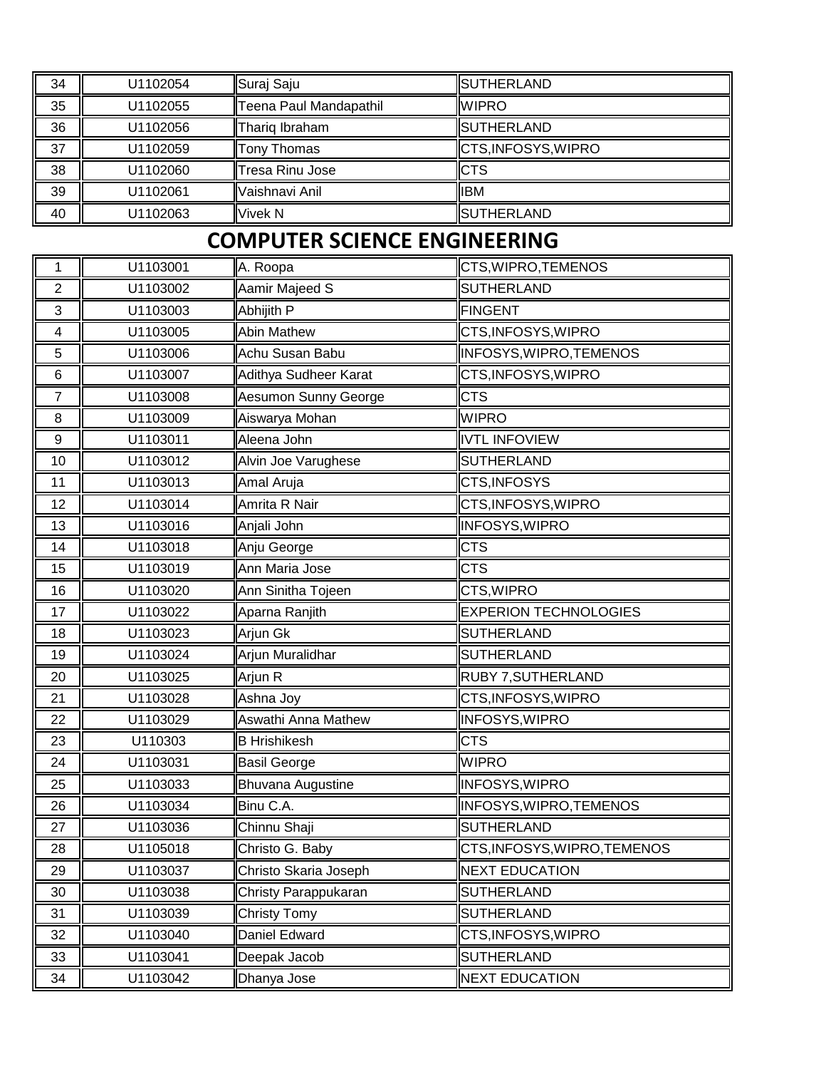| | | | |
|---|---|---|---|
| 34 | U1102054 | Suraj Saju | SUTHERLAND |
| 35 | U1102055 | Teena Paul Mandapathil | WIPRO |
| 36 | U1102056 | Thariq Ibraham | SUTHERLAND |
| 37 | U1102059 | Tony Thomas | CTS,INFOSYS,WIPRO |
| 38 | U1102060 | Tresa Rinu Jose | CTS |
| 39 | U1102061 | Vaishnavi Anil | IBM |
| 40 | U1102063 | Vivek N | SUTHERLAND |

## COMPUTER SCIENCE ENGINEERING

| | | | |
|---|---|---|---|
| 1 | U1103001 | A. Roopa | CTS,WIPRO,TEMENOS |
| 2 | U1103002 | Aamir Majeed S | SUTHERLAND |
| 3 | U1103003 | Abhijith P | FINGENT |
| 4 | U1103005 | Abin Mathew | CTS,INFOSYS,WIPRO |
| 5 | U1103006 | Achu Susan Babu | INFOSYS,WIPRO,TEMENOS |
| 6 | U1103007 | Adithya Sudheer Karat | CTS,INFOSYS,WIPRO |
| 7 | U1103008 | Aesumon Sunny George | CTS |
| 8 | U1103009 | Aiswarya Mohan | WIPRO |
| 9 | U1103011 | Aleena John | IVTL INFOVIEW |
| 10 | U1103012 | Alvin Joe Varughese | SUTHERLAND |
| 11 | U1103013 | Amal Aruja | CTS,INFOSYS |
| 12 | U1103014 | Amrita R Nair | CTS,INFOSYS,WIPRO |
| 13 | U1103016 | Anjali John | INFOSYS,WIPRO |
| 14 | U1103018 | Anju George | CTS |
| 15 | U1103019 | Ann Maria Jose | CTS |
| 16 | U1103020 | Ann Sinitha Tojeen | CTS,WIPRO |
| 17 | U1103022 | Aparna Ranjith | EXPERION TECHNOLOGIES |
| 18 | U1103023 | Arjun Gk | SUTHERLAND |
| 19 | U1103024 | Arjun Muralidhar | SUTHERLAND |
| 20 | U1103025 | Arjun R | RUBY 7,SUTHERLAND |
| 21 | U1103028 | Ashna Joy | CTS,INFOSYS,WIPRO |
| 22 | U1103029 | Aswathi Anna Mathew | INFOSYS,WIPRO |
| 23 | U110303 | B Hrishikesh | CTS |
| 24 | U1103031 | Basil George | WIPRO |
| 25 | U1103033 | Bhuvana Augustine | INFOSYS,WIPRO |
| 26 | U1103034 | Binu C.A. | INFOSYS,WIPRO,TEMENOS |
| 27 | U1103036 | Chinnu Shaji | SUTHERLAND |
| 28 | U1105018 | Christo G. Baby | CTS,INFOSYS,WIPRO,TEMENOS |
| 29 | U1103037 | Christo Skaria Joseph | NEXT EDUCATION |
| 30 | U1103038 | Christy Parappukaran | SUTHERLAND |
| 31 | U1103039 | Christy Tomy | SUTHERLAND |
| 32 | U1103040 | Daniel Edward | CTS,INFOSYS,WIPRO |
| 33 | U1103041 | Deepak Jacob | SUTHERLAND |
| 34 | U1103042 | Dhanya Jose | NEXT EDUCATION |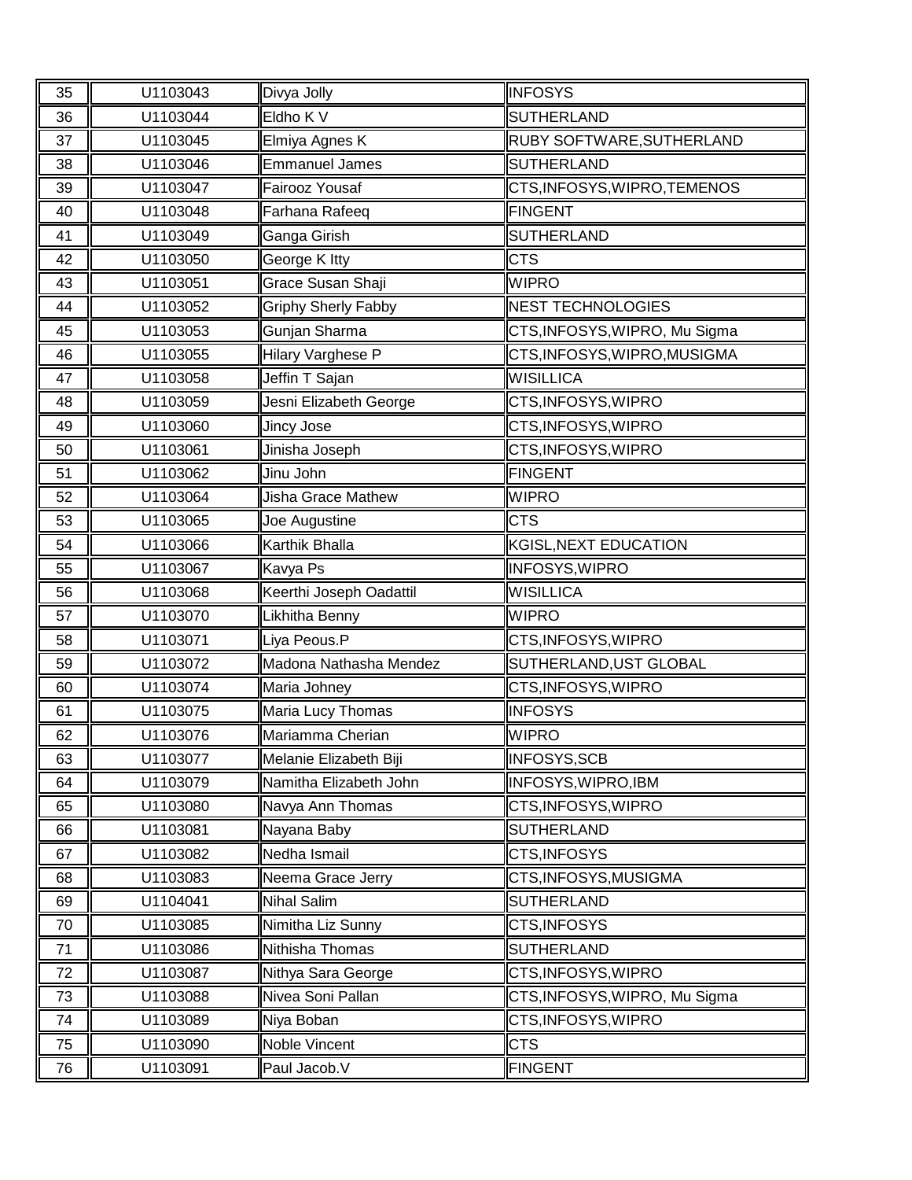| 35 | U1103043 | Divya Jolly | INFOSYS |
|---|---|---|---|
| 36 | U1103044 | Eldho K V | SUTHERLAND |
| 37 | U1103045 | Elmiya Agnes K | RUBY SOFTWARE,SUTHERLAND |
| 38 | U1103046 | Emmanuel James | SUTHERLAND |
| 39 | U1103047 | Fairooz Yousaf | CTS,INFOSYS,WIPRO,TEMENOS |
| 40 | U1103048 | Farhana Rafeeq | FINGENT |
| 41 | U1103049 | Ganga Girish | SUTHERLAND |
| 42 | U1103050 | George K Itty | CTS |
| 43 | U1103051 | Grace Susan Shaji | WIPRO |
| 44 | U1103052 | Griphy Sherly Fabby | NEST TECHNOLOGIES |
| 45 | U1103053 | Gunjan Sharma | CTS,INFOSYS,WIPRO, Mu Sigma |
| 46 | U1103055 | Hilary Varghese P | CTS,INFOSYS,WIPRO,MUSIGMA |
| 47 | U1103058 | Jeffin T Sajan | WISILLICA |
| 48 | U1103059 | Jesni Elizabeth George | CTS,INFOSYS,WIPRO |
| 49 | U1103060 | Jincy Jose | CTS,INFOSYS,WIPRO |
| 50 | U1103061 | Jinisha Joseph | CTS,INFOSYS,WIPRO |
| 51 | U1103062 | Jinu John | FINGENT |
| 52 | U1103064 | Jisha Grace Mathew | WIPRO |
| 53 | U1103065 | Joe Augustine | CTS |
| 54 | U1103066 | Karthik Bhalla | KGISL,NEXT EDUCATION |
| 55 | U1103067 | Kavya Ps | INFOSYS,WIPRO |
| 56 | U1103068 | Keerthi Joseph Oadattil | WISILLICA |
| 57 | U1103070 | Likhitha Benny | WIPRO |
| 58 | U1103071 | Liya Peous.P | CTS,INFOSYS,WIPRO |
| 59 | U1103072 | Madona Nathasha Mendez | SUTHERLAND,UST GLOBAL |
| 60 | U1103074 | Maria Johney | CTS,INFOSYS,WIPRO |
| 61 | U1103075 | Maria Lucy Thomas | INFOSYS |
| 62 | U1103076 | Mariamma Cherian | WIPRO |
| 63 | U1103077 | Melanie Elizabeth Biji | INFOSYS,SCB |
| 64 | U1103079 | Namitha Elizabeth John | INFOSYS,WIPRO,IBM |
| 65 | U1103080 | Navya Ann Thomas | CTS,INFOSYS,WIPRO |
| 66 | U1103081 | Nayana Baby | SUTHERLAND |
| 67 | U1103082 | Nedha Ismail | CTS,INFOSYS |
| 68 | U1103083 | Neema Grace Jerry | CTS,INFOSYS,MUSIGMA |
| 69 | U1104041 | Nihal Salim | SUTHERLAND |
| 70 | U1103085 | Nimitha Liz Sunny | CTS,INFOSYS |
| 71 | U1103086 | Nithisha Thomas | SUTHERLAND |
| 72 | U1103087 | Nithya Sara George | CTS,INFOSYS,WIPRO |
| 73 | U1103088 | Nivea Soni Pallan | CTS,INFOSYS,WIPRO, Mu Sigma |
| 74 | U1103089 | Niya Boban | CTS,INFOSYS,WIPRO |
| 75 | U1103090 | Noble Vincent | CTS |
| 76 | U1103091 | Paul Jacob.V | FINGENT |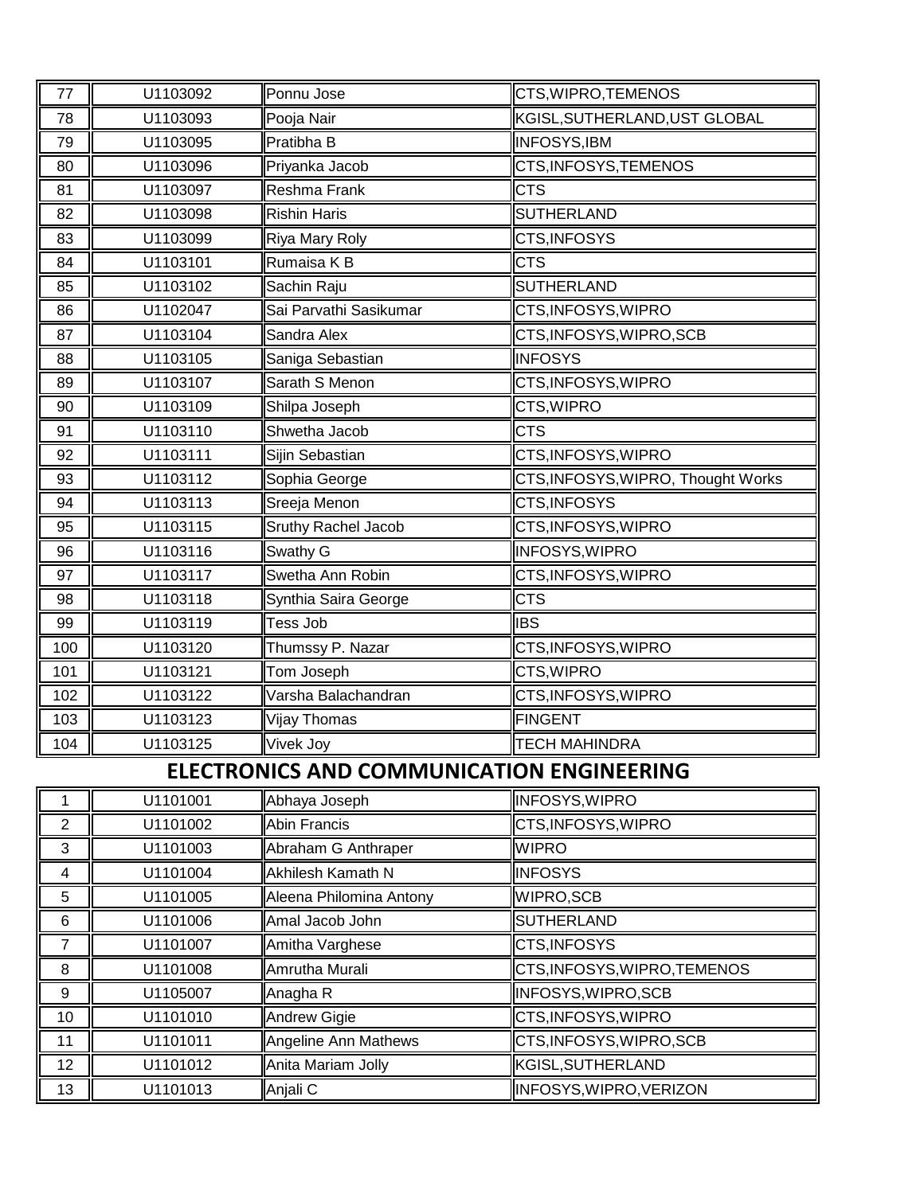| | | | |
|---|---|---|---|
| 77 | U1103092 | Ponnu Jose | CTS,WIPRO,TEMENOS |
| 78 | U1103093 | Pooja Nair | KGISL,SUTHERLAND,UST GLOBAL |
| 79 | U1103095 | Pratibha B | INFOSYS,IBM |
| 80 | U1103096 | Priyanka Jacob | CTS,INFOSYS,TEMENOS |
| 81 | U1103097 | Reshma Frank | CTS |
| 82 | U1103098 | Rishin Haris | SUTHERLAND |
| 83 | U1103099 | Riya Mary Roly | CTS,INFOSYS |
| 84 | U1103101 | Rumaisa K B | CTS |
| 85 | U1103102 | Sachin Raju | SUTHERLAND |
| 86 | U1102047 | Sai Parvathi Sasikumar | CTS,INFOSYS,WIPRO |
| 87 | U1103104 | Sandra Alex | CTS,INFOSYS,WIPRO,SCB |
| 88 | U1103105 | Saniga Sebastian | INFOSYS |
| 89 | U1103107 | Sarath S Menon | CTS,INFOSYS,WIPRO |
| 90 | U1103109 | Shilpa Joseph | CTS,WIPRO |
| 91 | U1103110 | Shwetha Jacob | CTS |
| 92 | U1103111 | Sijin Sebastian | CTS,INFOSYS,WIPRO |
| 93 | U1103112 | Sophia George | CTS,INFOSYS,WIPRO, Thought Works |
| 94 | U1103113 | Sreeja Menon | CTS,INFOSYS |
| 95 | U1103115 | Sruthy Rachel Jacob | CTS,INFOSYS,WIPRO |
| 96 | U1103116 | Swathy G | INFOSYS,WIPRO |
| 97 | U1103117 | Swetha Ann Robin | CTS,INFOSYS,WIPRO |
| 98 | U1103118 | Synthia Saira George | CTS |
| 99 | U1103119 | Tess Job | IBS |
| 100 | U1103120 | Thumssy P. Nazar | CTS,INFOSYS,WIPRO |
| 101 | U1103121 | Tom Joseph | CTS,WIPRO |
| 102 | U1103122 | Varsha Balachandran | CTS,INFOSYS,WIPRO |
| 103 | U1103123 | Vijay Thomas | FINGENT |
| 104 | U1103125 | Vivek Joy | TECH MAHINDRA |

## ELECTRONICS AND COMMUNICATION ENGINEERING

| | | | |
|---|---|---|---|
| 1 | U1101001 | Abhaya Joseph | INFOSYS,WIPRO |
| 2 | U1101002 | Abin Francis | CTS,INFOSYS,WIPRO |
| 3 | U1101003 | Abraham G Anthraper | WIPRO |
| 4 | U1101004 | Akhilesh Kamath N | INFOSYS |
| 5 | U1101005 | Aleena Philomina Antony | WIPRO,SCB |
| 6 | U1101006 | Amal Jacob John | SUTHERLAND |
| 7 | U1101007 | Amitha Varghese | CTS,INFOSYS |
| 8 | U1101008 | Amrutha Murali | CTS,INFOSYS,WIPRO,TEMENOS |
| 9 | U1105007 | Anagha R | INFOSYS,WIPRO,SCB |
| 10 | U1101010 | Andrew Gigie | CTS,INFOSYS,WIPRO |
| 11 | U1101011 | Angeline Ann Mathews | CTS,INFOSYS,WIPRO,SCB |
| 12 | U1101012 | Anita Mariam Jolly | KGISL,SUTHERLAND |
| 13 | U1101013 | Anjali C | INFOSYS,WIPRO,VERIZON |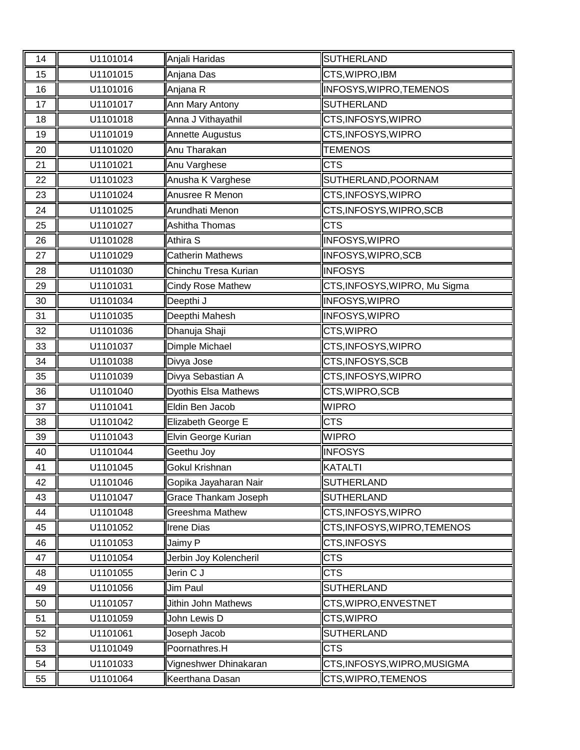| 14 | U1101014 | Anjali Haridas | SUTHERLAND |
|---|---|---|---|
| 15 | U1101015 | Anjana Das | CTS,WIPRO,IBM |
| 16 | U1101016 | Anjana R | INFOSYS,WIPRO,TEMENOS |
| 17 | U1101017 | Ann Mary Antony | SUTHERLAND |
| 18 | U1101018 | Anna J Vithayathil | CTS,INFOSYS,WIPRO |
| 19 | U1101019 | Annette Augustus | CTS,INFOSYS,WIPRO |
| 20 | U1101020 | Anu Tharakan | TEMENOS |
| 21 | U1101021 | Anu Varghese | CTS |
| 22 | U1101023 | Anusha K Varghese | SUTHERLAND,POORNAM |
| 23 | U1101024 | Anusree R Menon | CTS,INFOSYS,WIPRO |
| 24 | U1101025 | Arundhati Menon | CTS,INFOSYS,WIPRO,SCB |
| 25 | U1101027 | Ashitha Thomas | CTS |
| 26 | U1101028 | Athira S | INFOSYS,WIPRO |
| 27 | U1101029 | Catherin Mathews | INFOSYS,WIPRO,SCB |
| 28 | U1101030 | Chinchu Tresa Kurian | INFOSYS |
| 29 | U1101031 | Cindy Rose Mathew | CTS,INFOSYS,WIPRO, Mu Sigma |
| 30 | U1101034 | Deepthi J | INFOSYS,WIPRO |
| 31 | U1101035 | Deepthi Mahesh | INFOSYS,WIPRO |
| 32 | U1101036 | Dhanuja Shaji | CTS,WIPRO |
| 33 | U1101037 | Dimple Michael | CTS,INFOSYS,WIPRO |
| 34 | U1101038 | Divya Jose | CTS,INFOSYS,SCB |
| 35 | U1101039 | Divya Sebastian A | CTS,INFOSYS,WIPRO |
| 36 | U1101040 | Dyothis Elsa Mathews | CTS,WIPRO,SCB |
| 37 | U1101041 | Eldin Ben Jacob | WIPRO |
| 38 | U1101042 | Elizabeth George E | CTS |
| 39 | U1101043 | Elvin George Kurian | WIPRO |
| 40 | U1101044 | Geethu Joy | INFOSYS |
| 41 | U1101045 | Gokul Krishnan | KATALTI |
| 42 | U1101046 | Gopika Jayaharan Nair | SUTHERLAND |
| 43 | U1101047 | Grace Thankam Joseph | SUTHERLAND |
| 44 | U1101048 | Greeshma Mathew | CTS,INFOSYS,WIPRO |
| 45 | U1101052 | Irene Dias | CTS,INFOSYS,WIPRO,TEMENOS |
| 46 | U1101053 | Jaimy P | CTS,INFOSYS |
| 47 | U1101054 | Jerbin Joy Kolencheril | CTS |
| 48 | U1101055 | Jerin C J | CTS |
| 49 | U1101056 | Jim Paul | SUTHERLAND |
| 50 | U1101057 | Jithin John Mathews | CTS,WIPRO,ENVESTNET |
| 51 | U1101059 | John Lewis D | CTS,WIPRO |
| 52 | U1101061 | Joseph Jacob | SUTHERLAND |
| 53 | U1101049 | Poornathres.H | CTS |
| 54 | U1101033 | Vigneshwer Dhinakaran | CTS,INFOSYS,WIPRO,MUSIGMA |
| 55 | U1101064 | Keerthana Dasan | CTS,WIPRO,TEMENOS |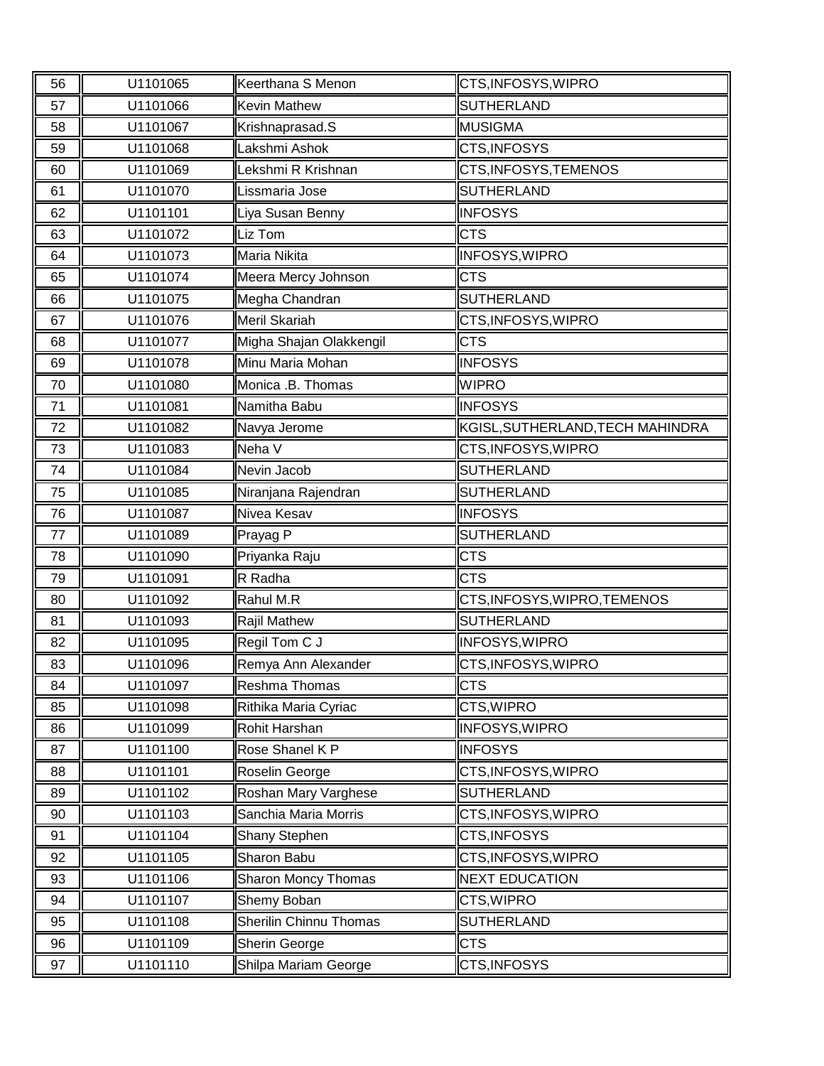| 56 | U1101065 | Keerthana S Menon | CTS,INFOSYS,WIPRO |
|---|---|---|---|
| 57 | U1101066 | Kevin Mathew | SUTHERLAND |
| 58 | U1101067 | Krishnaprasad.S | MUSIGMA |
| 59 | U1101068 | Lakshmi Ashok | CTS,INFOSYS |
| 60 | U1101069 | Lekshmi R Krishnan | CTS,INFOSYS,TEMENOS |
| 61 | U1101070 | Lissmaria Jose | SUTHERLAND |
| 62 | U1101101 | Liya Susan Benny | INFOSYS |
| 63 | U1101072 | Liz Tom | CTS |
| 64 | U1101073 | Maria Nikita | INFOSYS,WIPRO |
| 65 | U1101074 | Meera Mercy Johnson | CTS |
| 66 | U1101075 | Megha Chandran | SUTHERLAND |
| 67 | U1101076 | Meril Skariah | CTS,INFOSYS,WIPRO |
| 68 | U1101077 | Migha Shajan Olakkengil | CTS |
| 69 | U1101078 | Minu Maria Mohan | INFOSYS |
| 70 | U1101080 | Monica .B. Thomas | WIPRO |
| 71 | U1101081 | Namitha Babu | INFOSYS |
| 72 | U1101082 | Navya Jerome | KGISL,SUTHERLAND,TECH MAHINDRA |
| 73 | U1101083 | Neha V | CTS,INFOSYS,WIPRO |
| 74 | U1101084 | Nevin Jacob | SUTHERLAND |
| 75 | U1101085 | Niranjana Rajendran | SUTHERLAND |
| 76 | U1101087 | Nivea Kesav | INFOSYS |
| 77 | U1101089 | Prayag P | SUTHERLAND |
| 78 | U1101090 | Priyanka Raju | CTS |
| 79 | U1101091 | R Radha | CTS |
| 80 | U1101092 | Rahul M.R | CTS,INFOSYS,WIPRO,TEMENOS |
| 81 | U1101093 | Rajil Mathew | SUTHERLAND |
| 82 | U1101095 | Regil Tom C J | INFOSYS,WIPRO |
| 83 | U1101096 | Remya Ann Alexander | CTS,INFOSYS,WIPRO |
| 84 | U1101097 | Reshma Thomas | CTS |
| 85 | U1101098 | Rithika Maria Cyriac | CTS,WIPRO |
| 86 | U1101099 | Rohit Harshan | INFOSYS,WIPRO |
| 87 | U1101100 | Rose Shanel K P | INFOSYS |
| 88 | U1101101 | Roselin George | CTS,INFOSYS,WIPRO |
| 89 | U1101102 | Roshan Mary Varghese | SUTHERLAND |
| 90 | U1101103 | Sanchia Maria Morris | CTS,INFOSYS,WIPRO |
| 91 | U1101104 | Shany Stephen | CTS,INFOSYS |
| 92 | U1101105 | Sharon Babu | CTS,INFOSYS,WIPRO |
| 93 | U1101106 | Sharon Moncy Thomas | NEXT EDUCATION |
| 94 | U1101107 | Shemy Boban | CTS,WIPRO |
| 95 | U1101108 | Sherilin Chinnu Thomas | SUTHERLAND |
| 96 | U1101109 | Sherin George | CTS |
| 97 | U1101110 | Shilpa Mariam George | CTS,INFOSYS |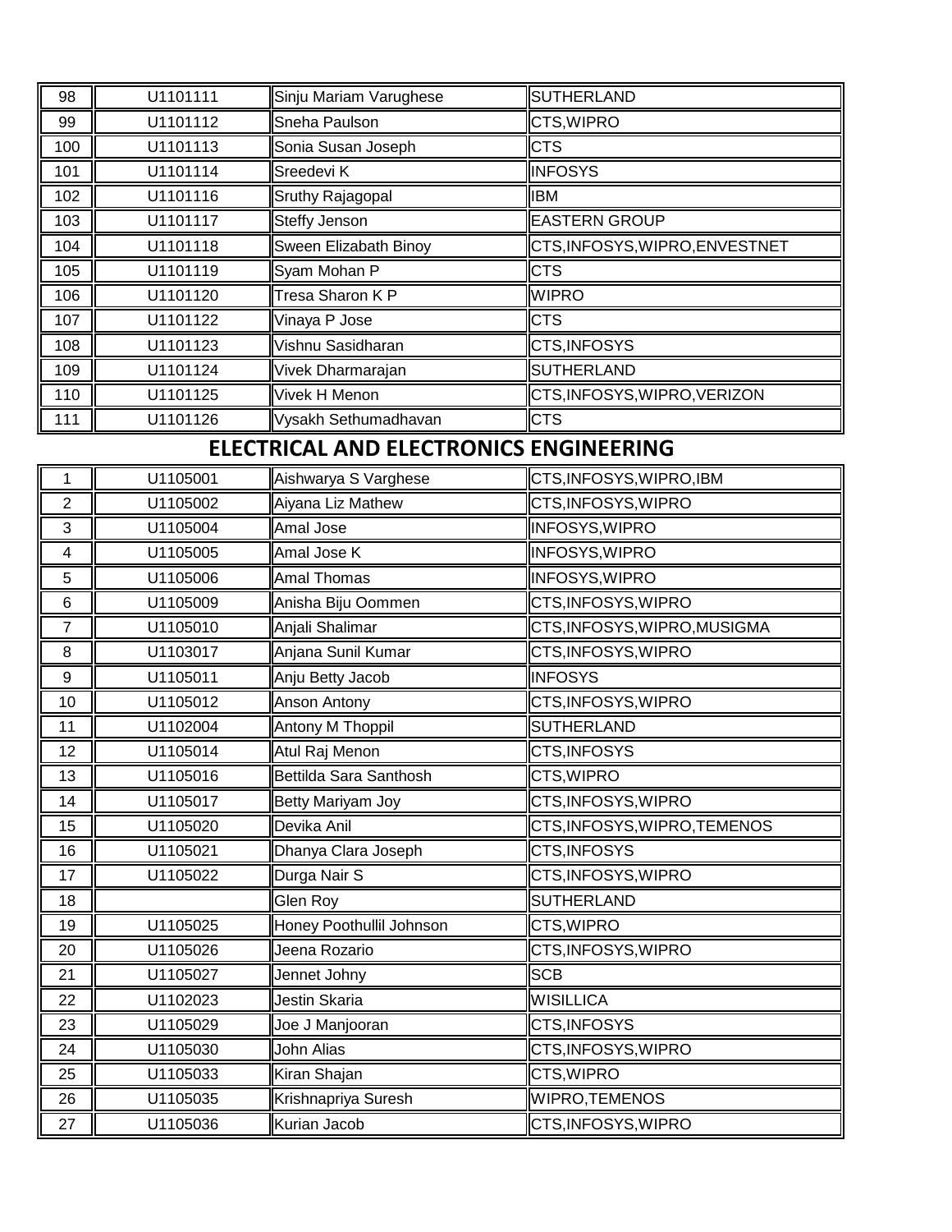| 98 | U1101111 | Sinju Mariam Varughese | SUTHERLAND |
|---|---|---|---|
| 99 | U1101112 | Sneha Paulson | CTS,WIPRO |
| 100 | U1101113 | Sonia Susan Joseph | CTS |
| 101 | U1101114 | Sreedevi K | INFOSYS |
| 102 | U1101116 | Sruthy Rajagopal | IBM |
| 103 | U1101117 | Steffy Jenson | EASTERN GROUP |
| 104 | U1101118 | Sween Elizabath Binoy | CTS,INFOSYS,WIPRO,ENVESTNET |
| 105 | U1101119 | Syam Mohan P | CTS |
| 106 | U1101120 | Tresa Sharon K P | WIPRO |
| 107 | U1101122 | Vinaya P Jose | CTS |
| 108 | U1101123 | Vishnu Sasidharan | CTS,INFOSYS |
| 109 | U1101124 | Vivek Dharmarajan | SUTHERLAND |
| 110 | U1101125 | Vivek H Menon | CTS,INFOSYS,WIPRO,VERIZON |
| 111 | U1101126 | Vysakh Sethumadhavan | CTS |

## ELECTRICAL AND ELECTRONICS ENGINEERING

| 1 | U1105001 | Aishwarya S Varghese | CTS,INFOSYS,WIPRO,IBM |
|---|---|---|---|
| 2 | U1105002 | Aiyana Liz Mathew | CTS,INFOSYS,WIPRO |
| 3 | U1105004 | Amal Jose | INFOSYS,WIPRO |
| 4 | U1105005 | Amal Jose K | INFOSYS,WIPRO |
| 5 | U1105006 | Amal Thomas | INFOSYS,WIPRO |
| 6 | U1105009 | Anisha Biju Oommen | CTS,INFOSYS,WIPRO |
| 7 | U1105010 | Anjali Shalimar | CTS,INFOSYS,WIPRO,MUSIGMA |
| 8 | U1103017 | Anjana Sunil Kumar | CTS,INFOSYS,WIPRO |
| 9 | U1105011 | Anju Betty Jacob | INFOSYS |
| 10 | U1105012 | Anson Antony | CTS,INFOSYS,WIPRO |
| 11 | U1102004 | Antony M Thoppil | SUTHERLAND |
| 12 | U1105014 | Atul Raj Menon | CTS,INFOSYS |
| 13 | U1105016 | Bettilda Sara Santhosh | CTS,WIPRO |
| 14 | U1105017 | Betty Mariyam Joy | CTS,INFOSYS,WIPRO |
| 15 | U1105020 | Devika Anil | CTS,INFOSYS,WIPRO,TEMENOS |
| 16 | U1105021 | Dhanya Clara Joseph | CTS,INFOSYS |
| 17 | U1105022 | Durga Nair S | CTS,INFOSYS,WIPRO |
| 18 | | Glen Roy | SUTHERLAND |
| 19 | U1105025 | Honey Poothullil Johnson | CTS,WIPRO |
| 20 | U1105026 | Jeena Rozario | CTS,INFOSYS,WIPRO |
| 21 | U1105027 | Jennet Johny | SCB |
| 22 | U1102023 | Jestin Skaria | WISILLICA |
| 23 | U1105029 | Joe J Manjooran | CTS,INFOSYS |
| 24 | U1105030 | John Alias | CTS,INFOSYS,WIPRO |
| 25 | U1105033 | Kiran Shajan | CTS,WIPRO |
| 26 | U1105035 | Krishnapriya Suresh | WIPRO,TEMENOS |
| 27 | U1105036 | Kurian Jacob | CTS,INFOSYS,WIPRO |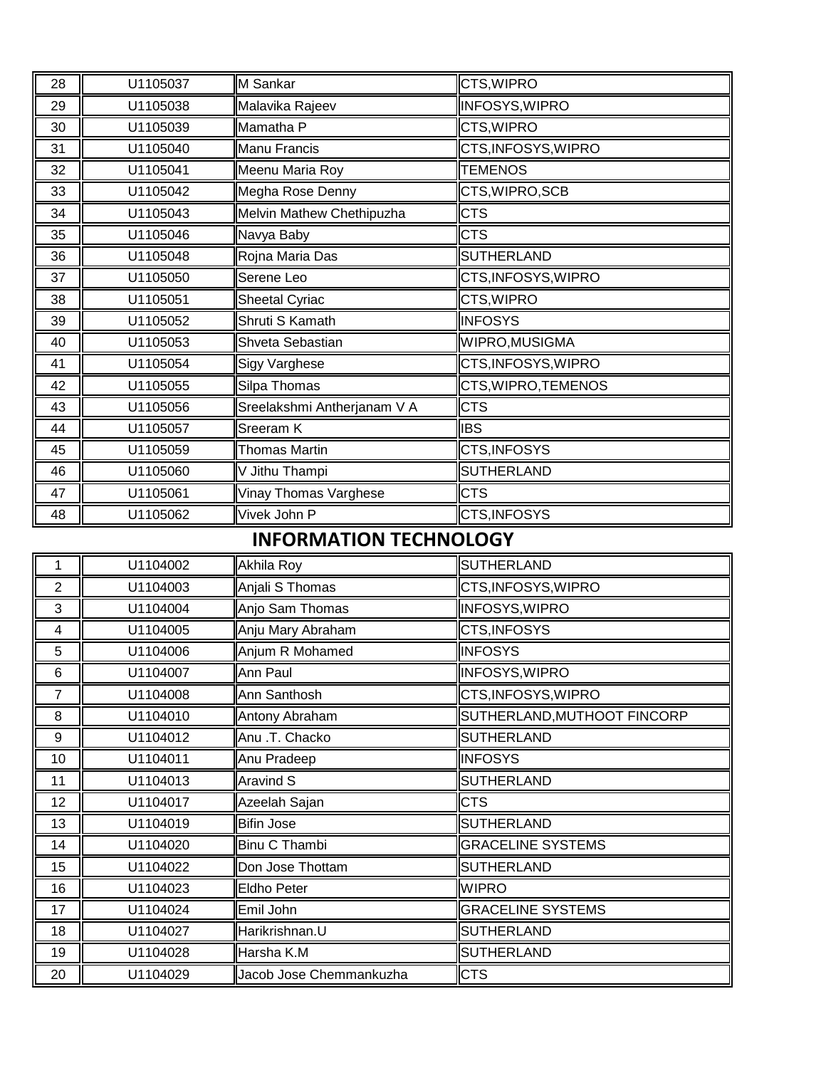| 28 | U1105037 | M Sankar | CTS,WIPRO |
|---|---|---|---|
| 29 | U1105038 | Malavika Rajeev | INFOSYS,WIPRO |
| 30 | U1105039 | Mamatha P | CTS,WIPRO |
| 31 | U1105040 | Manu Francis | CTS,INFOSYS,WIPRO |
| 32 | U1105041 | Meenu Maria Roy | TEMENOS |
| 33 | U1105042 | Megha Rose Denny | CTS,WIPRO,SCB |
| 34 | U1105043 | Melvin Mathew Chethipuzha | CTS |
| 35 | U1105046 | Navya Baby | CTS |
| 36 | U1105048 | Rojna Maria Das | SUTHERLAND |
| 37 | U1105050 | Serene Leo | CTS,INFOSYS,WIPRO |
| 38 | U1105051 | Sheetal Cyriac | CTS,WIPRO |
| 39 | U1105052 | Shruti S Kamath | INFOSYS |
| 40 | U1105053 | Shveta Sebastian | WIPRO,MUSIGMA |
| 41 | U1105054 | Sigy Varghese | CTS,INFOSYS,WIPRO |
| 42 | U1105055 | Silpa Thomas | CTS,WIPRO,TEMENOS |
| 43 | U1105056 | Sreelakshmi Antherjanam V A | CTS |
| 44 | U1105057 | Sreeram K | IBS |
| 45 | U1105059 | Thomas Martin | CTS,INFOSYS |
| 46 | U1105060 | V Jithu Thampi | SUTHERLAND |
| 47 | U1105061 | Vinay Thomas Varghese | CTS |
| 48 | U1105062 | Vivek John P | CTS,INFOSYS |

## INFORMATION TECHNOLOGY

| 1 | U1104002 | Akhila Roy | SUTHERLAND |
|---|---|---|---|
| 2 | U1104003 | Anjali S Thomas | CTS,INFOSYS,WIPRO |
| 3 | U1104004 | Anjo Sam Thomas | INFOSYS,WIPRO |
| 4 | U1104005 | Anju Mary Abraham | CTS,INFOSYS |
| 5 | U1104006 | Anjum R Mohamed | INFOSYS |
| 6 | U1104007 | Ann Paul | INFOSYS,WIPRO |
| 7 | U1104008 | Ann Santhosh | CTS,INFOSYS,WIPRO |
| 8 | U1104010 | Antony Abraham | SUTHERLAND,MUTHOOT FINCORP |
| 9 | U1104012 | Anu .T. Chacko | SUTHERLAND |
| 10 | U1104011 | Anu Pradeep | INFOSYS |
| 11 | U1104013 | Aravind S | SUTHERLAND |
| 12 | U1104017 | Azeelah Sajan | CTS |
| 13 | U1104019 | Bifin Jose | SUTHERLAND |
| 14 | U1104020 | Binu C Thambi | GRACELINE SYSTEMS |
| 15 | U1104022 | Don Jose Thottam | SUTHERLAND |
| 16 | U1104023 | Eldho Peter | WIPRO |
| 17 | U1104024 | Emil John | GRACELINE SYSTEMS |
| 18 | U1104027 | Harikrishnan.U | SUTHERLAND |
| 19 | U1104028 | Harsha K.M | SUTHERLAND |
| 20 | U1104029 | Jacob Jose Chemmankuzha | CTS |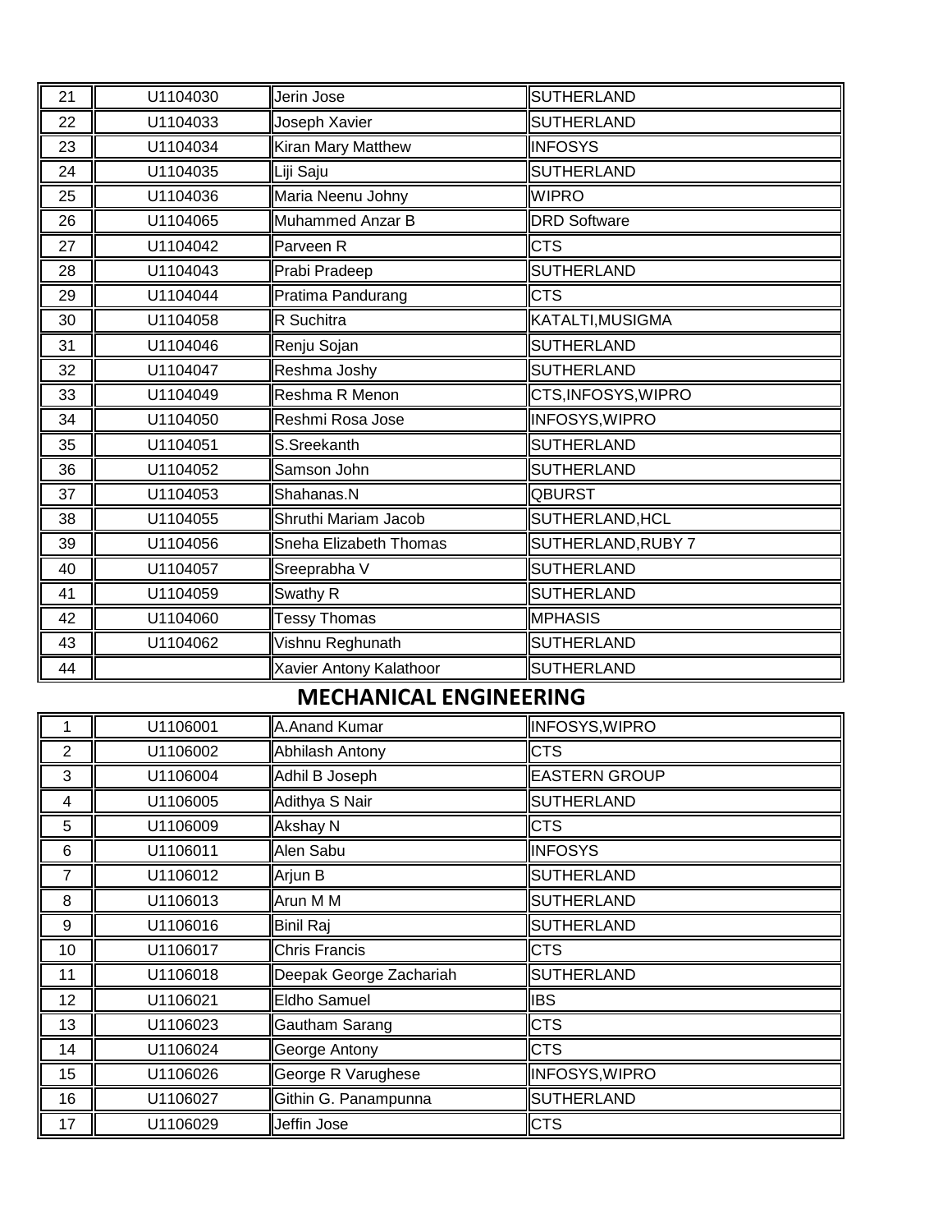| 21 | U1104030 | Jerin Jose | SUTHERLAND |
|---|---|---|---|
| 22 | U1104033 | Joseph Xavier | SUTHERLAND |
| 23 | U1104034 | Kiran Mary Matthew | INFOSYS |
| 24 | U1104035 | Liji Saju | SUTHERLAND |
| 25 | U1104036 | Maria Neenu Johny | WIPRO |
| 26 | U1104065 | Muhammed Anzar B | DRD Software |
| 27 | U1104042 | Parveen R | CTS |
| 28 | U1104043 | Prabi Pradeep | SUTHERLAND |
| 29 | U1104044 | Pratima Pandurang | CTS |
| 30 | U1104058 | R Suchitra | KATALTI,MUSIGMA |
| 31 | U1104046 | Renju Sojan | SUTHERLAND |
| 32 | U1104047 | Reshma Joshy | SUTHERLAND |
| 33 | U1104049 | Reshma R Menon | CTS,INFOSYS,WIPRO |
| 34 | U1104050 | Reshmi Rosa Jose | INFOSYS,WIPRO |
| 35 | U1104051 | S.Sreekanth | SUTHERLAND |
| 36 | U1104052 | Samson John | SUTHERLAND |
| 37 | U1104053 | Shahanas.N | QBURST |
| 38 | U1104055 | Shruthi Mariam Jacob | SUTHERLAND,HCL |
| 39 | U1104056 | Sneha Elizabeth Thomas | SUTHERLAND,RUBY 7 |
| 40 | U1104057 | Sreeprabha V | SUTHERLAND |
| 41 | U1104059 | Swathy R | SUTHERLAND |
| 42 | U1104060 | Tessy Thomas | MPHASIS |
| 43 | U1104062 | Vishnu Reghunath | SUTHERLAND |
| 44 | | Xavier Antony Kalathoor | SUTHERLAND |

## MECHANICAL ENGINEERING

| 1 | U1106001 | A.Anand Kumar | INFOSYS,WIPRO |
|---|---|---|---|
| 2 | U1106002 | Abhilash Antony | CTS |
| 3 | U1106004 | Adhil B Joseph | EASTERN GROUP |
| 4 | U1106005 | Adithya S Nair | SUTHERLAND |
| 5 | U1106009 | Akshay N | CTS |
| 6 | U1106011 | Alen Sabu | INFOSYS |
| 7 | U1106012 | Arjun B | SUTHERLAND |
| 8 | U1106013 | Arun M M | SUTHERLAND |
| 9 | U1106016 | Binil Raj | SUTHERLAND |
| 10 | U1106017 | Chris Francis | CTS |
| 11 | U1106018 | Deepak George Zachariah | SUTHERLAND |
| 12 | U1106021 | Eldho Samuel | IBS |
| 13 | U1106023 | Gautham Sarang | CTS |
| 14 | U1106024 | George Antony | CTS |
| 15 | U1106026 | George R Varughese | INFOSYS,WIPRO |
| 16 | U1106027 | Githin G. Panampunna | SUTHERLAND |
| 17 | U1106029 | Jeffin Jose | CTS |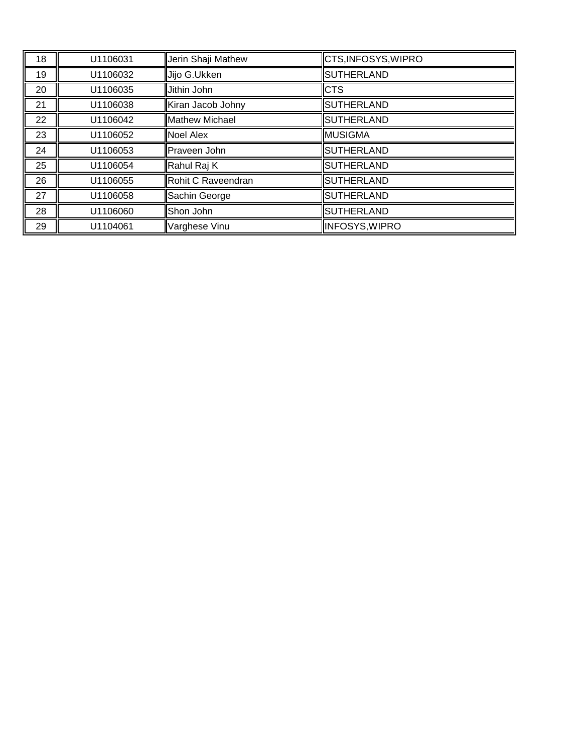| | | | |
|---|---|---|---|
| 18 | U1106031 | Jerin Shaji Mathew | CTS,INFOSYS,WIPRO |
| 19 | U1106032 | Jijo G.Ukken | SUTHERLAND |
| 20 | U1106035 | Jithin John | CTS |
| 21 | U1106038 | Kiran Jacob Johny | SUTHERLAND |
| 22 | U1106042 | Mathew Michael | SUTHERLAND |
| 23 | U1106052 | Noel Alex | MUSIGMA |
| 24 | U1106053 | Praveen John | SUTHERLAND |
| 25 | U1106054 | Rahul Raj K | SUTHERLAND |
| 26 | U1106055 | Rohit C Raveendran | SUTHERLAND |
| 27 | U1106058 | Sachin George | SUTHERLAND |
| 28 | U1106060 | Shon John | SUTHERLAND |
| 29 | U1104061 | Varghese Vinu | INFOSYS,WIPRO |